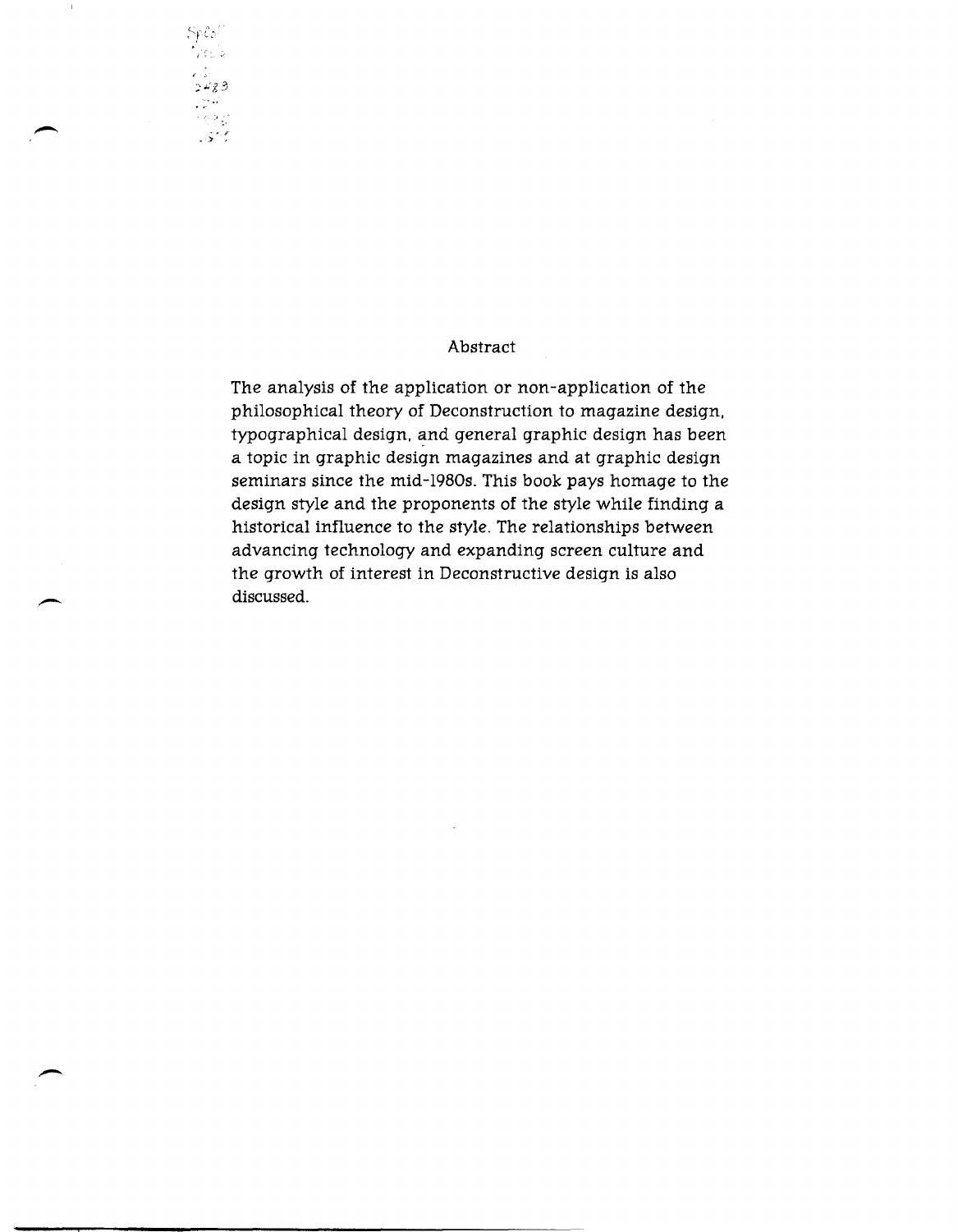## Abstract

The analysis of the application or non-application of the philosophical theory of Deconstruction to magazine design, typographical design, and general graphic design has been a topic in graphic design magazines and at graphic design seminars since the mid-1980s. This book pays homage to the design style and the proponents of the style while finding a historical influence to the style. The relationships between advancing technology and expanding screen culture and the growth of interest in Deconstructive design is also discussed.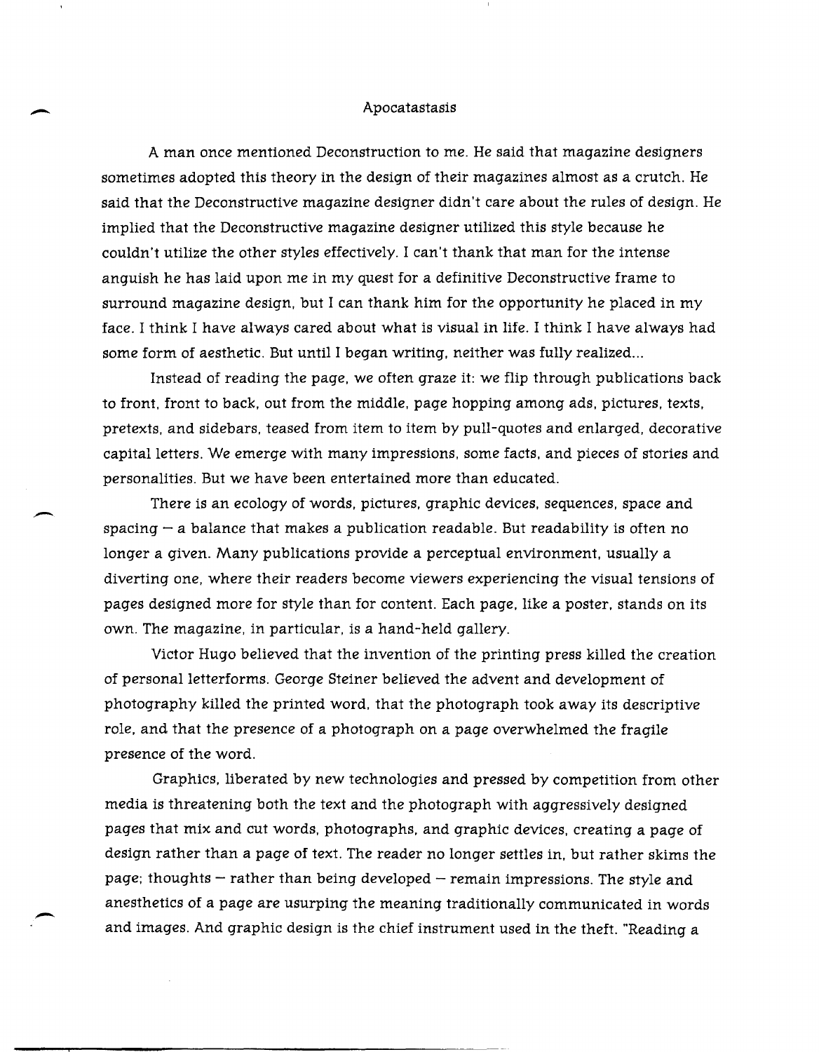# Apocatastasis

A man once mentioned Deconstruction to me. He said that magazine designers sometimes adopted this theory in the design of their magazines almost as a crutch. He said that the Deconstructive magazine designer didn't care about the rules of design. He implied that the Deconstructive magazine designer utilized this style because he couldn't utilize the other styles effectively. I can't thank that man for the intense anguish he has laid upon me in my quest for a definitive Deconstructive frame to surround magazine design, but I can thank him for the opportunity he placed in my face. I think I have always cared about what is visual in life. I think I have always had some form of aesthetic. But until I began writing, neither was fully realized...

Instead of reading the page, we often graze it: we flip through publications back to front, front to back, out from the middle, page hopping among ads, pictures, texts, pretexts, and sidebars, teased from item to item by pull-quotes and enlarged, decorative capital letters. We emerge with many impressions, some facts, and pieces of stories and personalities. But we have been entertained more than educated.

There is an ecology of words, pictures, graphic devices, sequences, space and spacing – a balance that makes a publication readable. But readability is often no longer a given. Many publications provide a perceptual environment, usually a diverting one, where their readers become viewers experiencing the visual tensions of pages designed more for style than for content. Each page, like a poster, stands on its own. The magazine, in particular, is a hand-held gallery.

Victor Hugo believed that the invention of the printing press killed the creation of personal letterforms. George Steiner believed the advent and development of photography killed the printed word, that the photograph took away its descriptive role, and that the presence of a photograph on a page overwhelmed the fragile presence of the word.

Graphics, liberated by new technologies and pressed by competition from other media is threatening both the text and the photograph with aggressively designed pages that mix and cut words, photographs, and graphic devices, creating a page of design rather than a page of text. The reader no longer settles in, but rather skims the page; thoughts – rather than being developed – remain impressions. The style and anesthetics of a page are usurping the meaning traditionally communicated in words and images. And graphic design is the chief instrument used in the theft. "Reading a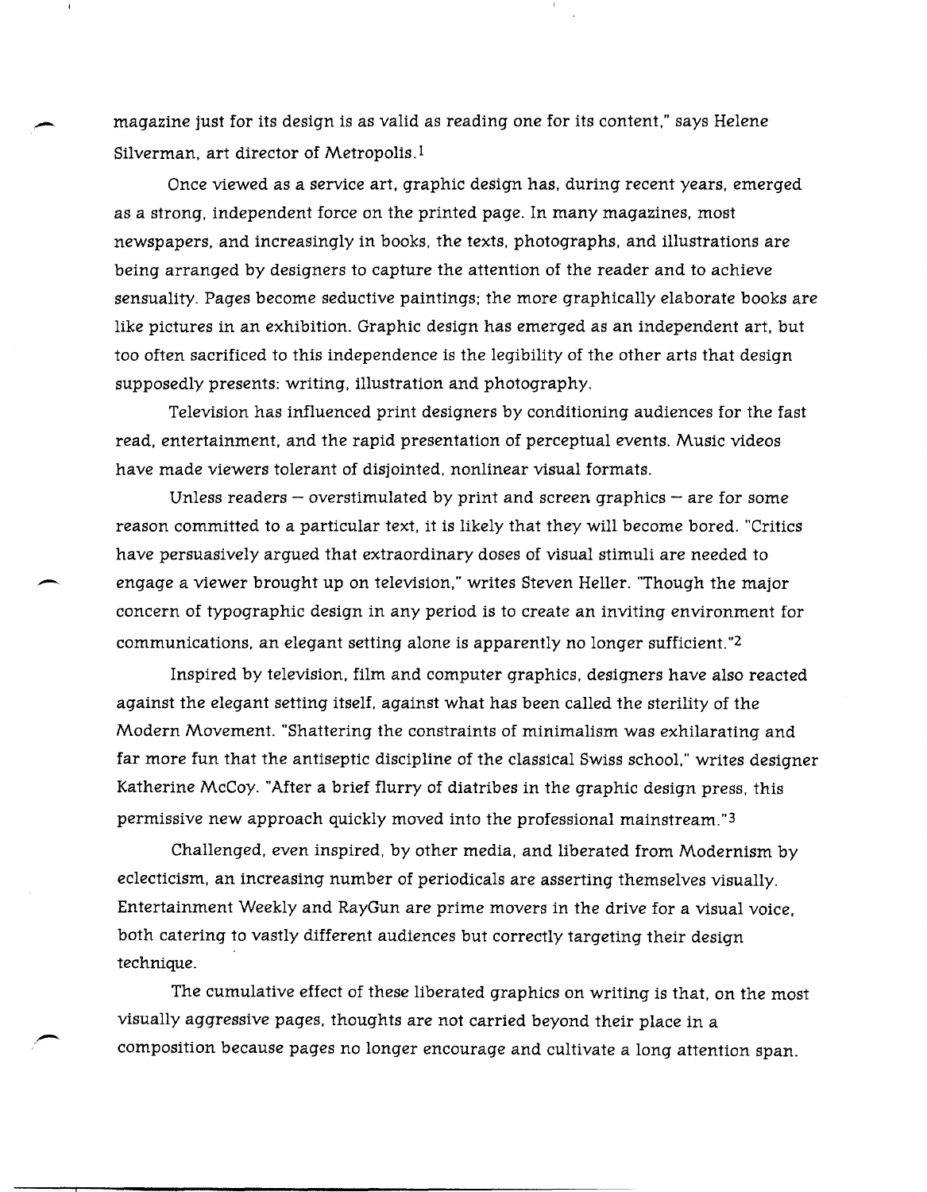magazine just for its design is as valid as reading one for its content," says Helene Silverman, art director of Metropolis.[1]

Once viewed as a service art, graphic design has, during recent years, emerged as a strong, independent force on the printed page. In many magazines, most newspapers, and increasingly in books, the texts, photographs, and illustrations are being arranged by designers to capture the attention of the reader and to achieve sensuality. Pages become seductive paintings; the more graphically elaborate books are like pictures in an exhibition. Graphic design has emerged as an independent art, but too often sacrificed to this independence is the legibility of the other arts that design supposedly presents: writing, illustration and photography.

Television has influenced print designers by conditioning audiences for the fast read, entertainment, and the rapid presentation of perceptual events. Music videos have made viewers tolerant of disjointed, nonlinear visual formats.

Unless readers — overstimulated by print and screen graphics — are for some reason committed to a particular text, it is likely that they will become bored. "Critics have persuasively argued that extraordinary doses of visual stimuli are needed to engage a viewer brought up on television," writes Steven Heller. "Though the major concern of typographic design in any period is to create an inviting environment for communications, an elegant setting alone is apparently no longer sufficient."[2]

Inspired by television, film and computer graphics, designers have also reacted against the elegant setting itself, against what has been called the sterility of the Modern Movement. "Shattering the constraints of minimalism was exhilarating and far more fun that the antiseptic discipline of the classical Swiss school," writes designer Katherine McCoy. "After a brief flurry of diatribes in the graphic design press, this permissive new approach quickly moved into the professional mainstream."[3]

Challenged, even inspired, by other media, and liberated from Modernism by eclecticism, an increasing number of periodicals are asserting themselves visually. Entertainment Weekly and RayGun are prime movers in the drive for a visual voice, both catering to vastly different audiences but correctly targeting their design technique.

The cumulative effect of these liberated graphics on writing is that, on the most visually aggressive pages, thoughts are not carried beyond their place in a composition because pages no longer encourage and cultivate a long attention span.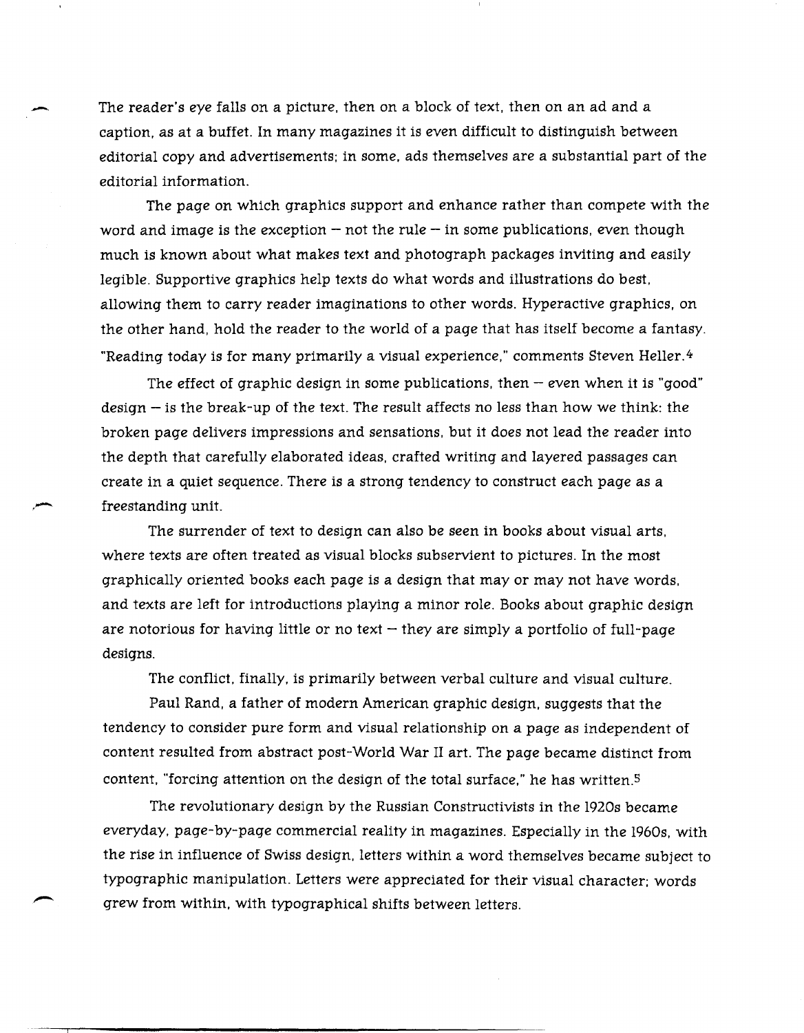The reader's eye falls on a picture, then on a block of text, then on an ad and a caption, as at a buffet. In many magazines it is even difficult to distinguish between editorial copy and advertisements; in some, ads themselves are a substantial part of the editorial information.

The page on which graphics support and enhance rather than compete with the word and image is the exception – not the rule – in some publications, even though much is known about what makes text and photograph packages inviting and easily legible. Supportive graphics help texts do what words and illustrations do best, allowing them to carry reader imaginations to other words. Hyperactive graphics, on the other hand, hold the reader to the world of a page that has itself become a fantasy. "Reading today is for many primarily a visual experience," comments Steven Heller.[4]

The effect of graphic design in some publications, then – even when it is "good" design – is the break-up of the text. The result affects no less than how we think: the broken page delivers impressions and sensations, but it does not lead the reader into the depth that carefully elaborated ideas, crafted writing and layered passages can create in a quiet sequence. There is a strong tendency to construct each page as a freestanding unit.

The surrender of text to design can also be seen in books about visual arts, where texts are often treated as visual blocks subservient to pictures. In the most graphically oriented books each page is a design that may or may not have words, and texts are left for introductions playing a minor role. Books about graphic design are notorious for having little or no text – they are simply a portfolio of full-page designs.

The conflict, finally, is primarily between verbal culture and visual culture.

Paul Rand, a father of modern American graphic design, suggests that the tendency to consider pure form and visual relationship on a page as independent of content resulted from abstract post-World War II art. The page became distinct from content, "forcing attention on the design of the total surface," he has written.[5]

The revolutionary design by the Russian Constructivists in the 1920s became everyday, page-by-page commercial reality in magazines. Especially in the 1960s, with the rise in influence of Swiss design, letters within a word themselves became subject to typographic manipulation. Letters were appreciated for their visual character; words grew from within, with typographical shifts between letters.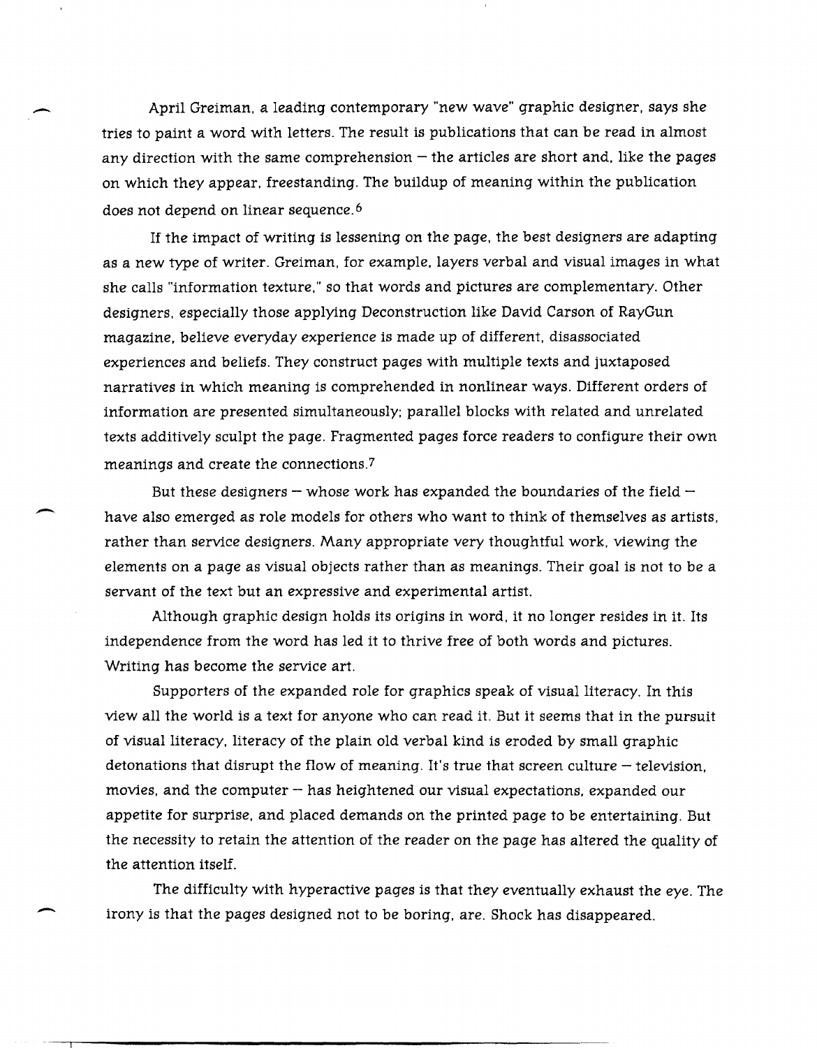April Greiman, a leading contemporary "new wave" graphic designer, says she tries to paint a word with letters. The result is publications that can be read in almost any direction with the same comprehension – the articles are short and, like the pages on which they appear, freestanding. The buildup of meaning within the publication does not depend on linear sequence.[6]

If the impact of writing is lessening on the page, the best designers are adapting as a new type of writer. Greiman, for example, layers verbal and visual images in what she calls "information texture," so that words and pictures are complementary. Other designers, especially those applying Deconstruction like David Carson of RayGun magazine, believe everyday experience is made up of different, disassociated experiences and beliefs. They construct pages with multiple texts and juxtaposed narratives in which meaning is comprehended in nonlinear ways. Different orders of information are presented simultaneously; parallel blocks with related and unrelated texts additively sculpt the page. Fragmented pages force readers to configure their own meanings and create the connections.[7]

But these designers – whose work has expanded the boundaries of the field – have also emerged as role models for others who want to think of themselves as artists, rather than service designers. Many appropriate very thoughtful work, viewing the elements on a page as visual objects rather than as meanings. Their goal is not to be a servant of the text but an expressive and experimental artist.

Although graphic design holds its origins in word, it no longer resides in it. Its independence from the word has led it to thrive free of both words and pictures. Writing has become the service art.

Supporters of the expanded role for graphics speak of visual literacy. In this view all the world is a text for anyone who can read it. But it seems that in the pursuit of visual literacy, literacy of the plain old verbal kind is eroded by small graphic detonations that disrupt the flow of meaning. It's true that screen culture – television, movies, and the computer – has heightened our visual expectations, expanded our appetite for surprise, and placed demands on the printed page to be entertaining. But the necessity to retain the attention of the reader on the page has altered the quality of the attention itself.

The difficulty with hyperactive pages is that they eventually exhaust the eye. The irony is that the pages designed not to be boring, are. Shock has disappeared.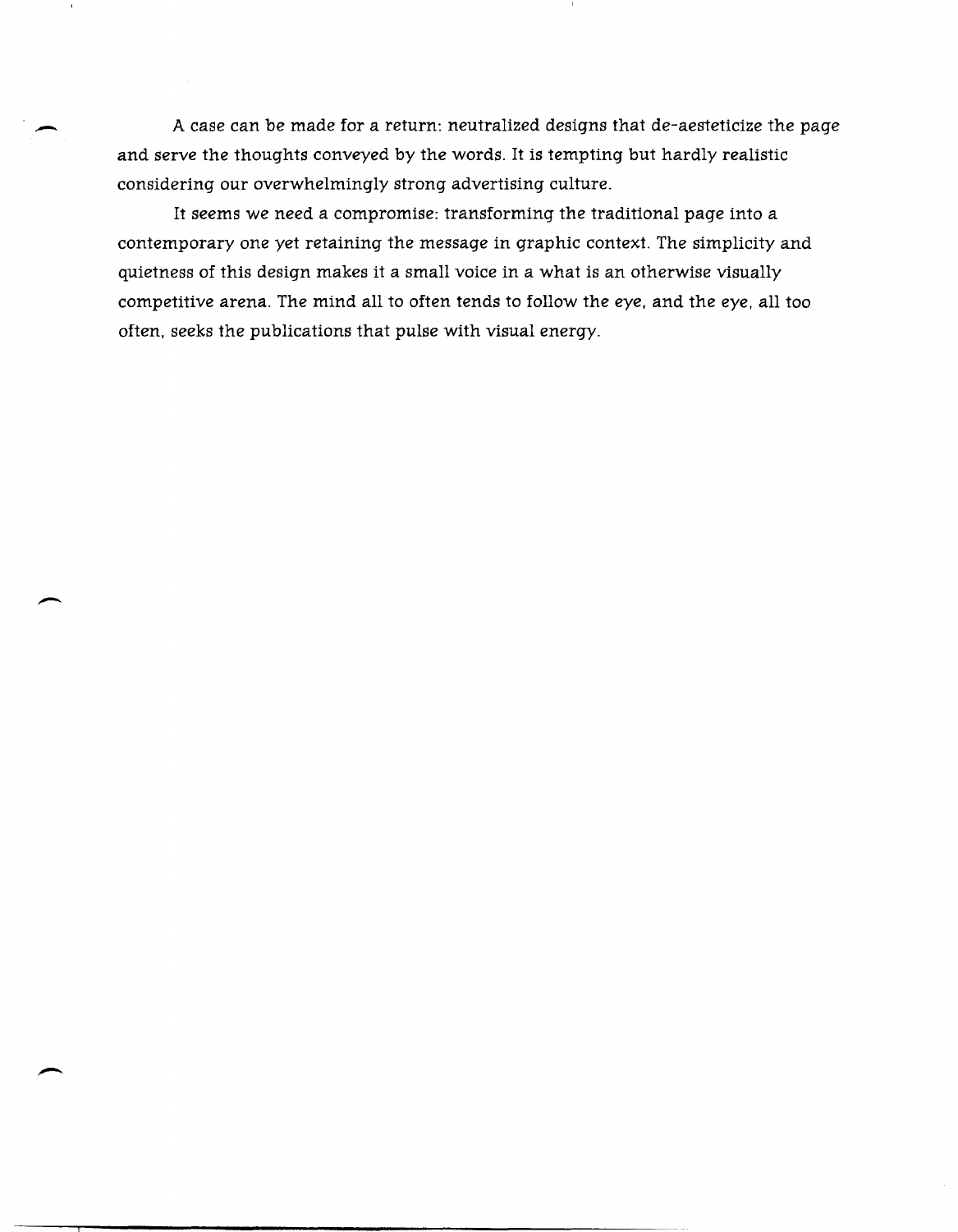A case can be made for a return: neutralized designs that de-aesteticize the page and serve the thoughts conveyed by the words. It is tempting but hardly realistic considering our overwhelmingly strong advertising culture.

It seems we need a compromise: transforming the traditional page into a contemporary one yet retaining the message in graphic context. The simplicity and quietness of this design makes it a small voice in a what is an otherwise visually competitive arena. The mind all to often tends to follow the eye, and the eye, all too often, seeks the publications that pulse with visual energy.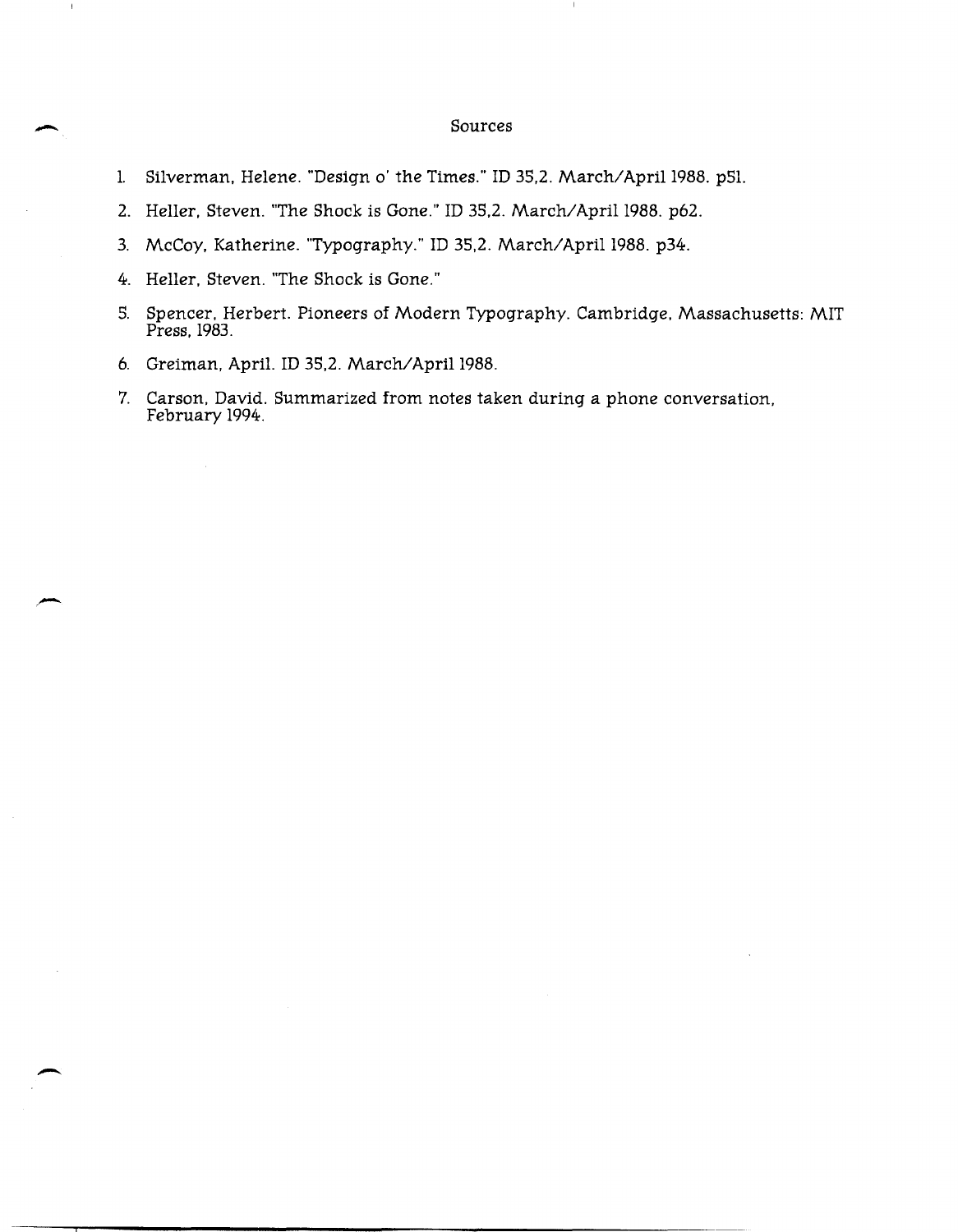## Sources

1. Silverman, Helene. "Design o' the Times." ID 35,2. March/April 1988. p51.
2. Heller, Steven. "The Shock is Gone." ID 35,2. March/April 1988. p62.
3. McCoy, Katherine. "Typography." ID 35,2. March/April 1988. p34.
4. Heller, Steven. "The Shock is Gone."
5. Spencer, Herbert. Pioneers of Modern Typography. Cambridge, Massachusetts: MIT Press, 1983.
6. Greiman, April. ID 35,2. March/April 1988.
7. Carson, David. Summarized from notes taken during a phone conversation, February 1994.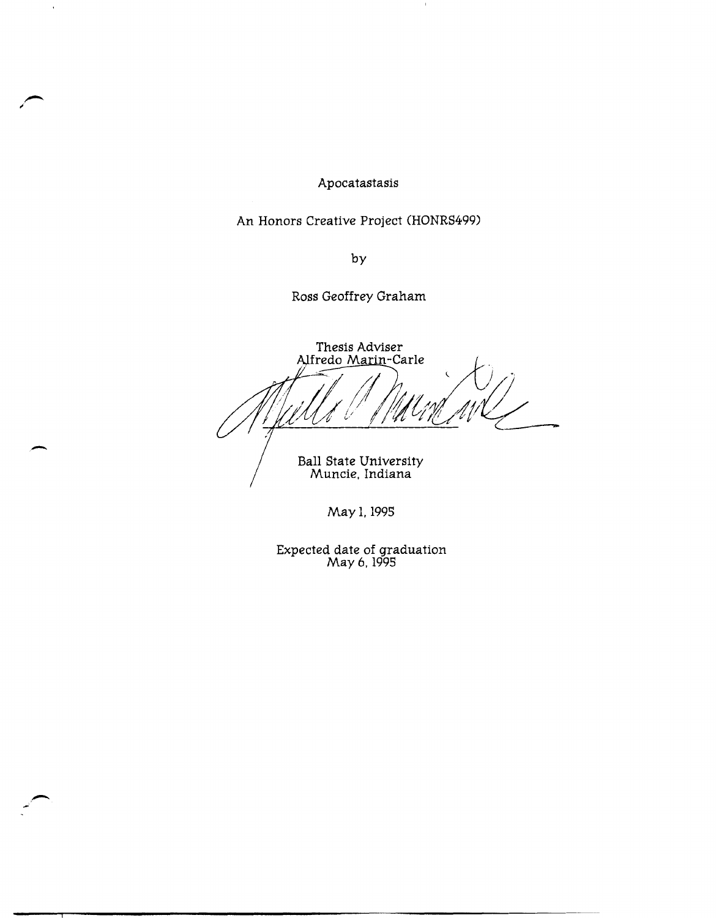Apocatastasis

An Honors Creative Project (HONRS499)

by

Ross Geoffrey Graham

Thesis Adviser
Alfredo Marin-Carle

Ball State University
Muncie, Indiana

May 1, 1995

Expected date of graduation
May 6, 1995